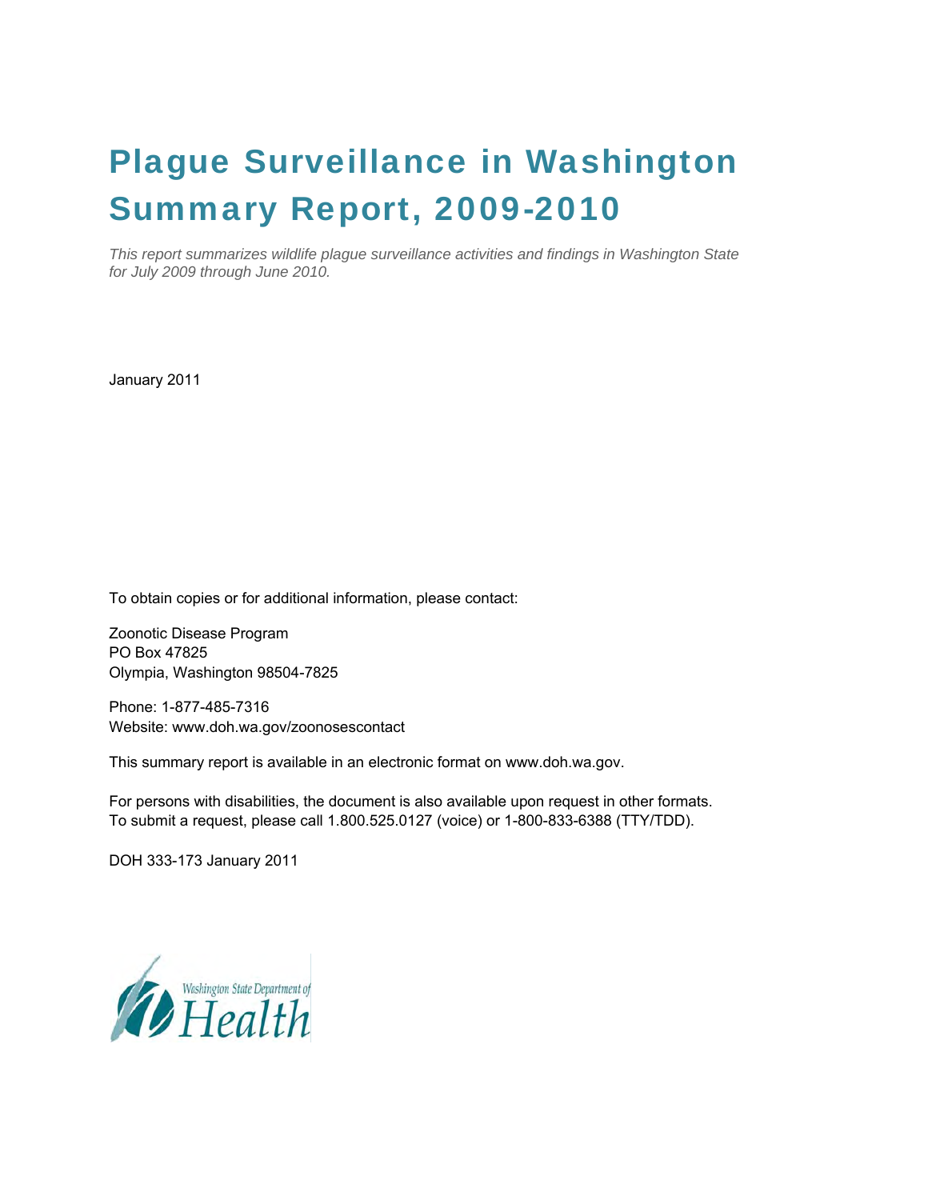# Plague Surveillance in Washington Summary Report, 2009-2010

*This report summarizes wildlife plague surveillance activities and findings in Washington State for July 2009 through June 2010.*

January 2011

To obtain copies or for additional information, please contact:

Zoonotic Disease Program
PO Box 47825
Olympia, Washington 98504-7825

Phone: 1-877-485-7316
Website: www.doh.wa.gov/zoonosescontact

This summary report is available in an electronic format on www.doh.wa.gov.

For persons with disabilities, the document is also available upon request in other formats.
To submit a request, please call 1.800.525.0127 (voice) or 1-800-833-6388 (TTY/TDD).

DOH 333-173 January 2011

Washington State Department of Health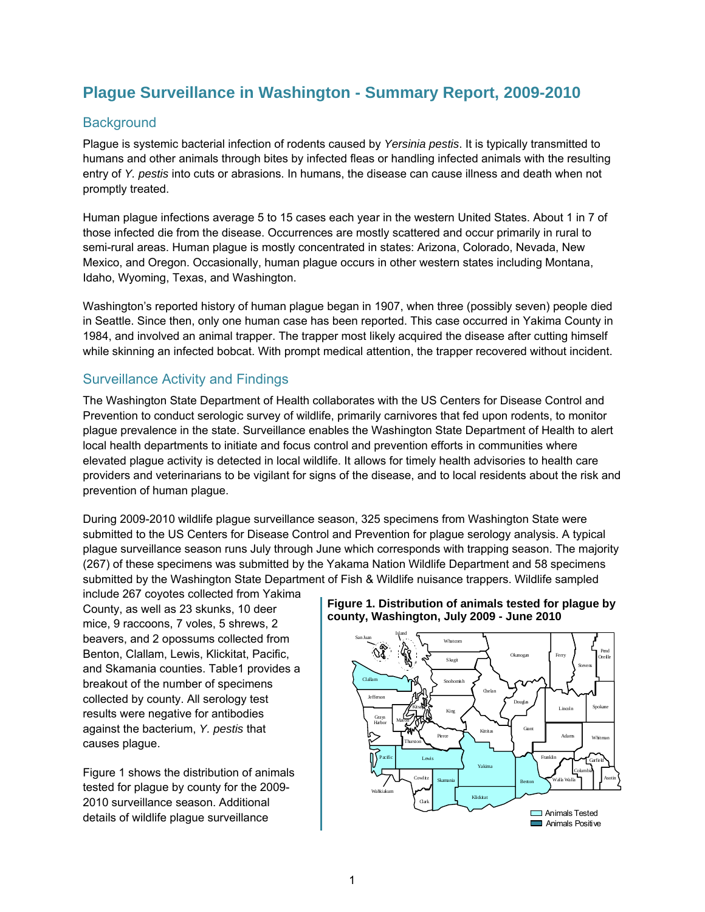# Plague Surveillance in Washington - Summary Report, 2009-2010

## Background

Plague is systemic bacterial infection of rodents caused by *Yersinia pestis*. It is typically transmitted to humans and other animals through bites by infected fleas or handling infected animals with the resulting entry of *Y. pestis* into cuts or abrasions. In humans, the disease can cause illness and death when not promptly treated.

Human plague infections average 5 to 15 cases each year in the western United States. About 1 in 7 of those infected die from the disease. Occurrences are mostly scattered and occur primarily in rural to semi-rural areas. Human plague is mostly concentrated in states: Arizona, Colorado, Nevada, New Mexico, and Oregon. Occasionally, human plague occurs in other western states including Montana, Idaho, Wyoming, Texas, and Washington.

Washington's reported history of human plague began in 1907, when three (possibly seven) people died in Seattle. Since then, only one human case has been reported. This case occurred in Yakima County in 1984, and involved an animal trapper. The trapper most likely acquired the disease after cutting himself while skinning an infected bobcat. With prompt medical attention, the trapper recovered without incident.

## Surveillance Activity and Findings

The Washington State Department of Health collaborates with the US Centers for Disease Control and Prevention to conduct serologic survey of wildlife, primarily carnivores that fed upon rodents, to monitor plague prevalence in the state. Surveillance enables the Washington State Department of Health to alert local health departments to initiate and focus control and prevention efforts in communities where elevated plague activity is detected in local wildlife. It allows for timely health advisories to health care providers and veterinarians to be vigilant for signs of the disease, and to local residents about the risk and prevention of human plague.

During 2009-2010 wildlife plague surveillance season, 325 specimens from Washington State were submitted to the US Centers for Disease Control and Prevention for plague serology analysis. A typical plague surveillance season runs July through June which corresponds with trapping season. The majority (267) of these specimens was submitted by the Yakama Nation Wildlife Department and 58 specimens submitted by the Washington State Department of Fish & Wildlife nuisance trappers. Wildlife sampled include 267 coyotes collected from Yakima County, as well as 23 skunks, 10 deer mice, 9 raccoons, 7 voles, 5 shrews, 2 beavers, and 2 opossums collected from Benton, Clallam, Lewis, Klickitat, Pacific, and Skamania counties. Table1 provides a breakout of the number of specimens collected by county. All serology test results were negative for antibodies against the bacterium, *Y. pestis* that causes plague.

Figure 1 shows the distribution of animals tested for plague by county for the 2009-2010 surveillance season. Additional details of wildlife plague surveillance

**Figure 1. Distribution of animals tested for plague by county, Washington, July 2009 - June 2010**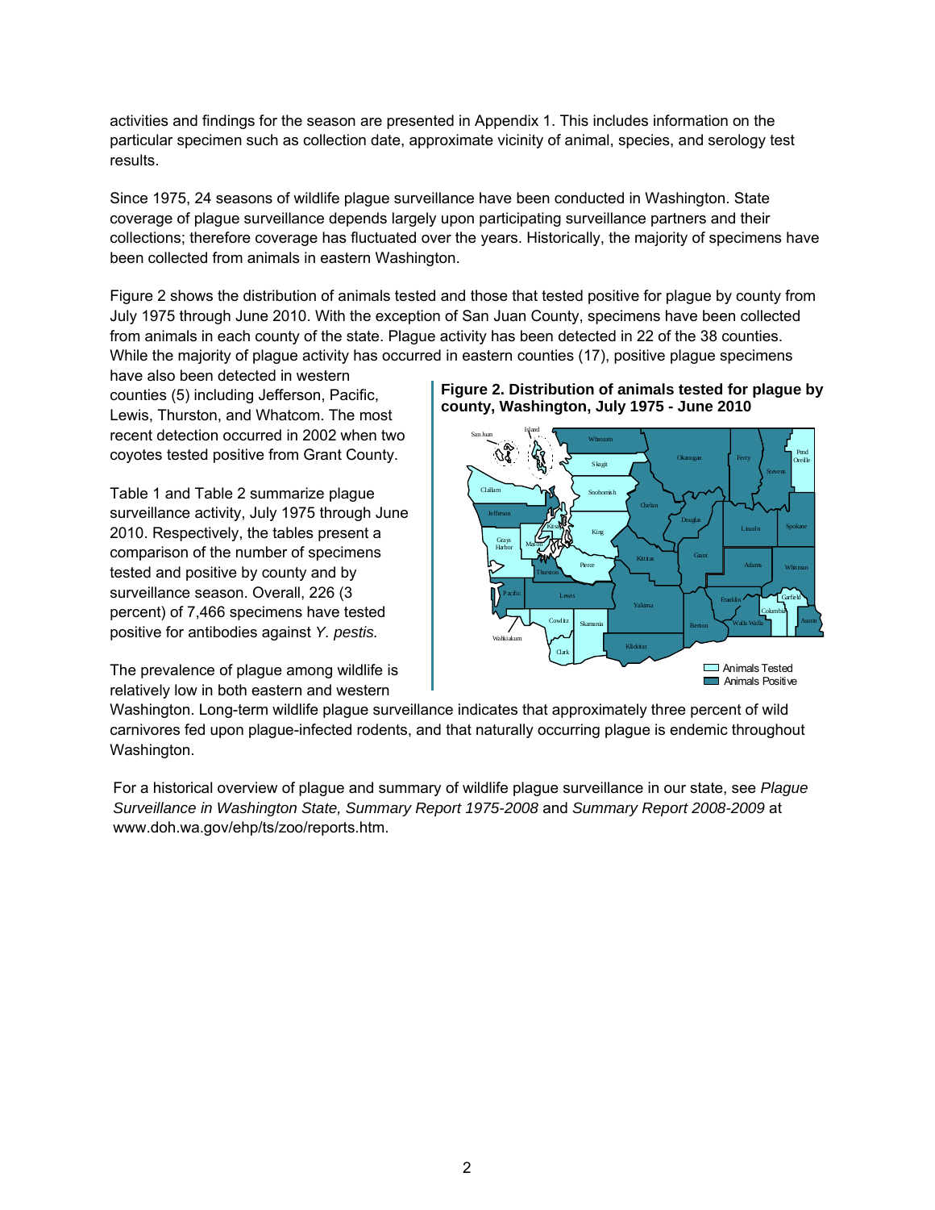activities and findings for the season are presented in Appendix 1. This includes information on the particular specimen such as collection date, approximate vicinity of animal, species, and serology test results.

Since 1975, 24 seasons of wildlife plague surveillance have been conducted in Washington. State coverage of plague surveillance depends largely upon participating surveillance partners and their collections; therefore coverage has fluctuated over the years. Historically, the majority of specimens have been collected from animals in eastern Washington.

Figure 2 shows the distribution of animals tested and those that tested positive for plague by county from July 1975 through June 2010. With the exception of San Juan County, specimens have been collected from animals in each county of the state. Plague activity has been detected in 22 of the 38 counties. While the majority of plague activity has occurred in eastern counties (17), positive plague specimens have also been detected in western counties (5) including Jefferson, Pacific, Lewis, Thurston, and Whatcom. The most recent detection occurred in 2002 when two coyotes tested positive from Grant County.

**Figure 2. Distribution of animals tested for plague by county, Washington, July 1975 - June 2010**

Table 1 and Table 2 summarize plague surveillance activity, July 1975 through June 2010. Respectively, the tables present a comparison of the number of specimens tested and positive by county and by surveillance season. Overall, 226 (3 percent) of 7,466 specimens have tested positive for antibodies against *Y. pestis.*

The prevalence of plague among wildlife is relatively low in both eastern and western Washington. Long-term wildlife plague surveillance indicates that approximately three percent of wild carnivores fed upon plague-infected rodents, and that naturally occurring plague is endemic throughout Washington.

For a historical overview of plague and summary of wildlife plague surveillance in our state, see *Plague Surveillance in Washington State, Summary Report 1975-2008* and *Summary Report 2008-2009* at www.doh.wa.gov/ehp/ts/zoo/reports.htm.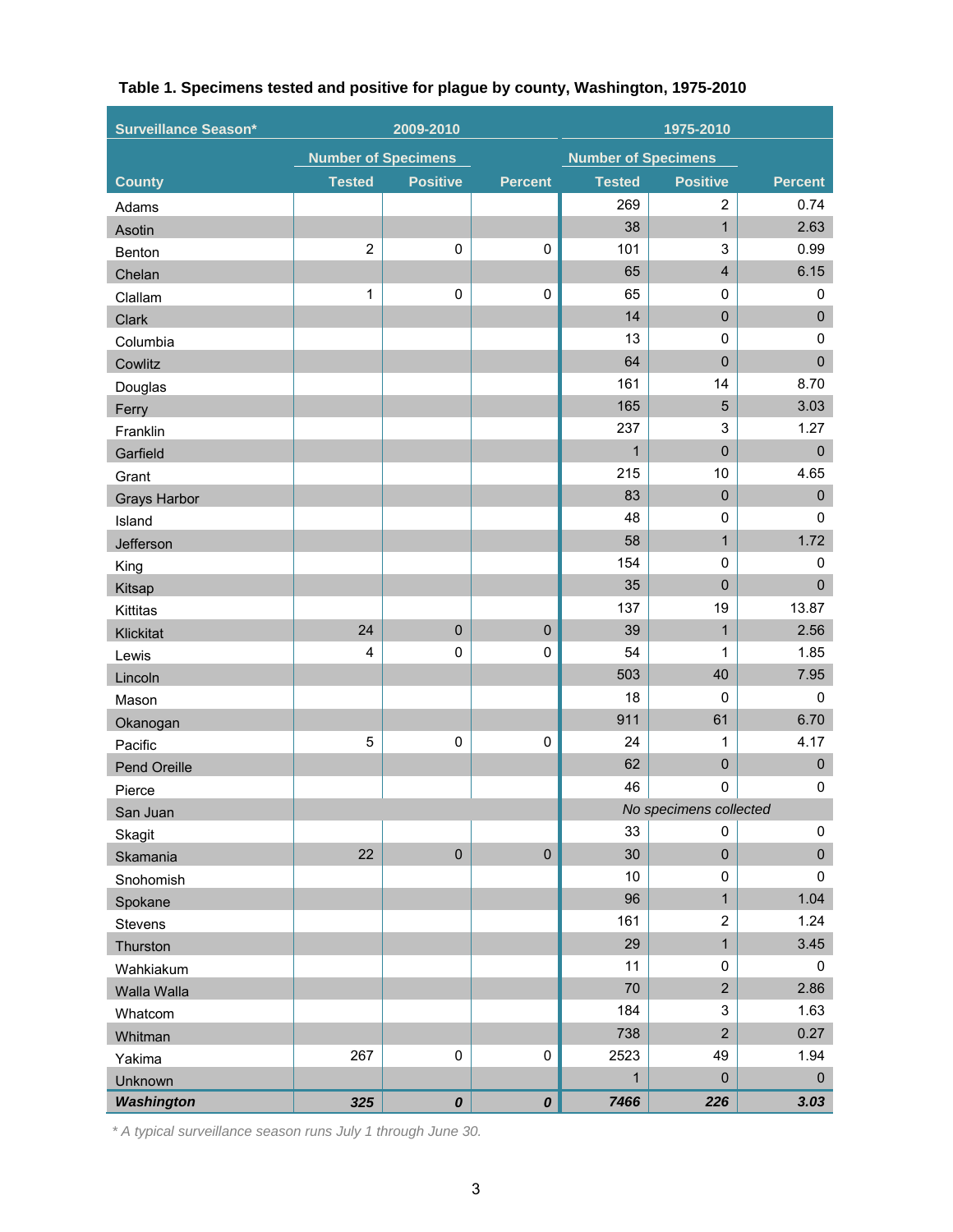**Table 1. Specimens tested and positive for plague by county, Washington, 1975-2010**

| Surveillance Season* | 2009-2010 | | | 1975-2010 | | |
|---|---|---|---|---|---|---|
| | Number of Specimens | | | Number of Specimens | | |
| County | Tested | Positive | Percent | Tested | Positive | Percent |
| Adams | | | | 269 | 2 | 0.74 |
| Asotin | | | | 38 | 1 | 2.63 |
| Benton | 2 | 0 | 0 | 101 | 3 | 0.99 |
| Chelan | | | | 65 | 4 | 6.15 |
| Clallam | 1 | 0 | 0 | 65 | 0 | 0 |
| Clark | | | | 14 | 0 | 0 |
| Columbia | | | | 13 | 0 | 0 |
| Cowlitz | | | | 64 | 0 | 0 |
| Douglas | | | | 161 | 14 | 8.70 |
| Ferry | | | | 165 | 5 | 3.03 |
| Franklin | | | | 237 | 3 | 1.27 |
| Garfield | | | | 1 | 0 | 0 |
| Grant | | | | 215 | 10 | 4.65 |
| Grays Harbor | | | | 83 | 0 | 0 |
| Island | | | | 48 | 0 | 0 |
| Jefferson | | | | 58 | 1 | 1.72 |
| King | | | | 154 | 0 | 0 |
| Kitsap | | | | 35 | 0 | 0 |
| Kittitas | | | | 137 | 19 | 13.87 |
| Klickitat | 24 | 0 | 0 | 39 | 1 | 2.56 |
| Lewis | 4 | 0 | 0 | 54 | 1 | 1.85 |
| Lincoln | | | | 503 | 40 | 7.95 |
| Mason | | | | 18 | 0 | 0 |
| Okanogan | | | | 911 | 61 | 6.70 |
| Pacific | 5 | 0 | 0 | 24 | 1 | 4.17 |
| Pend Oreille | | | | 62 | 0 | 0 |
| Pierce | | | | 46 | 0 | 0 |
| San Juan | | | | *No specimens collected* | | |
| Skagit | | | | 33 | 0 | 0 |
| Skamania | 22 | 0 | 0 | 30 | 0 | 0 |
| Snohomish | | | | 10 | 0 | 0 |
| Spokane | | | | 96 | 1 | 1.04 |
| Stevens | | | | 161 | 2 | 1.24 |
| Thurston | | | | 29 | 1 | 3.45 |
| Wahkiakum | | | | 11 | 0 | 0 |
| Walla Walla | | | | 70 | 2 | 2.86 |
| Whatcom | | | | 184 | 3 | 1.63 |
| Whitman | | | | 738 | 2 | 0.27 |
| Yakima | 267 | 0 | 0 | 2523 | 49 | 1.94 |
| Unknown | | | | 1 | 0 | 0 |
| ***Washington*** | ***325*** | ***0*** | ***0*** | ***7466*** | ***226*** | ***3.03*** |

*\* A typical surveillance season runs July 1 through June 30.*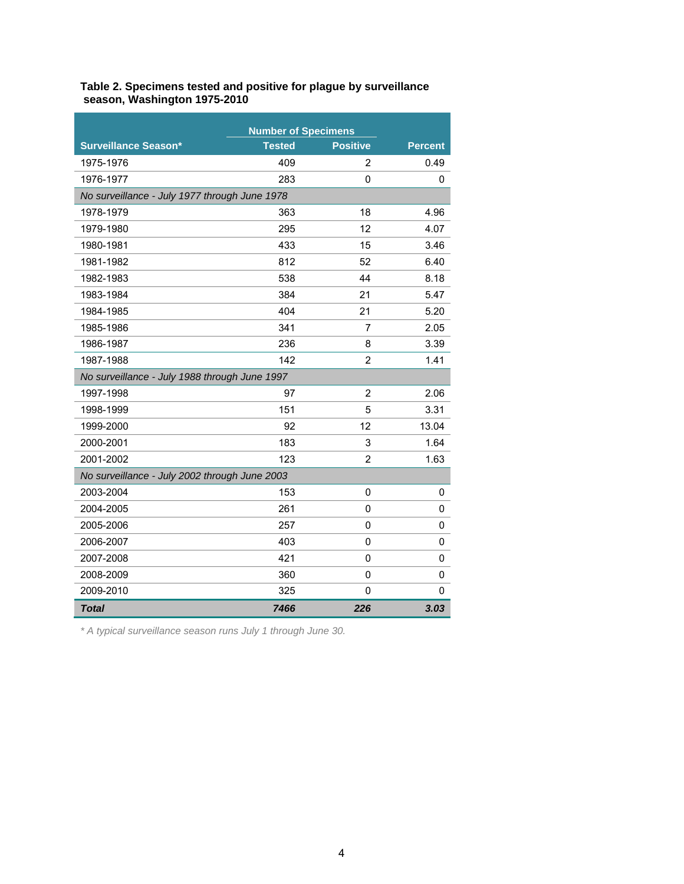**Table 2. Specimens tested and positive for plague by surveillance season, Washington 1975-2010**

| | Number of Specimens | | |
|---|---|---|---|
| Surveillance Season* | Tested | Positive | Percent |
| 1975-1976 | 409 | 2 | 0.49 |
| 1976-1977 | 283 | 0 | 0 |
| *No surveillance - July 1977 through June 1978* | | | |
| 1978-1979 | 363 | 18 | 4.96 |
| 1979-1980 | 295 | 12 | 4.07 |
| 1980-1981 | 433 | 15 | 3.46 |
| 1981-1982 | 812 | 52 | 6.40 |
| 1982-1983 | 538 | 44 | 8.18 |
| 1983-1984 | 384 | 21 | 5.47 |
| 1984-1985 | 404 | 21 | 5.20 |
| 1985-1986 | 341 | 7 | 2.05 |
| 1986-1987 | 236 | 8 | 3.39 |
| 1987-1988 | 142 | 2 | 1.41 |
| *No surveillance - July 1988 through June 1997* | | | |
| 1997-1998 | 97 | 2 | 2.06 |
| 1998-1999 | 151 | 5 | 3.31 |
| 1999-2000 | 92 | 12 | 13.04 |
| 2000-2001 | 183 | 3 | 1.64 |
| 2001-2002 | 123 | 2 | 1.63 |
| *No surveillance - July 2002 through June 2003* | | | |
| 2003-2004 | 153 | 0 | 0 |
| 2004-2005 | 261 | 0 | 0 |
| 2005-2006 | 257 | 0 | 0 |
| 2006-2007 | 403 | 0 | 0 |
| 2007-2008 | 421 | 0 | 0 |
| 2008-2009 | 360 | 0 | 0 |
| 2009-2010 | 325 | 0 | 0 |
| ***Total*** | ***7466*** | ***226*** | ***3.03*** |

*\* A typical surveillance season runs July 1 through June 30.*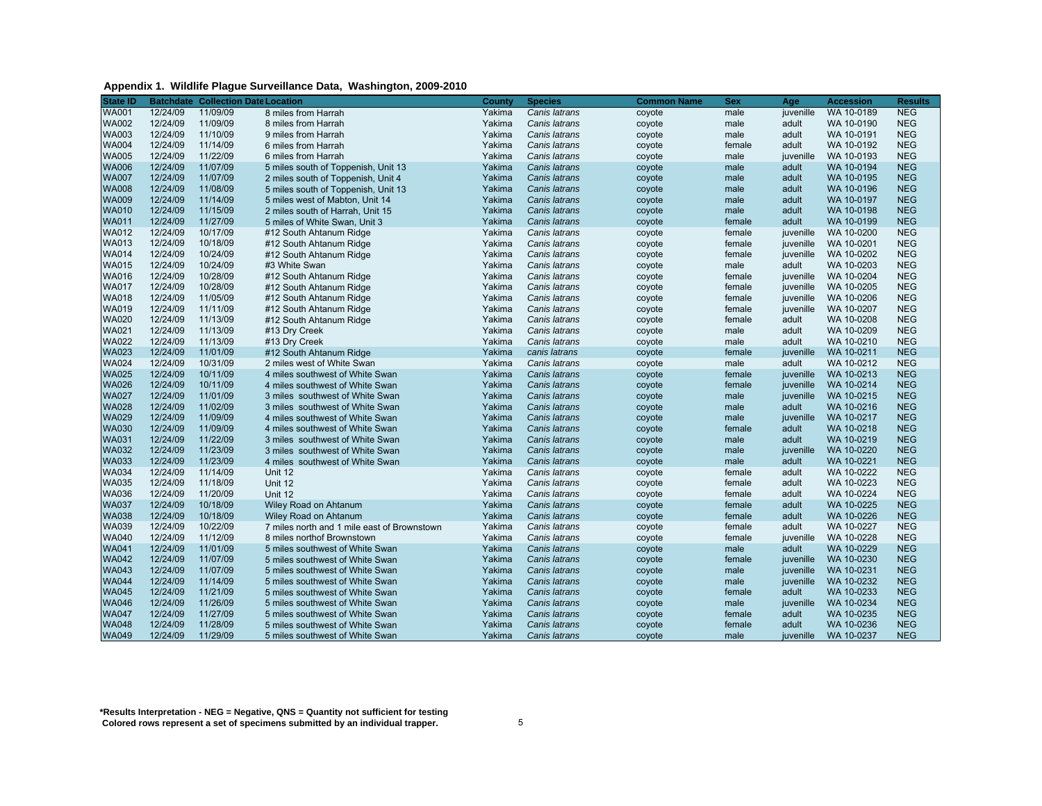**Appendix 1. Wildlife Plague Surveillance Data, Washington, 2009-2010**

| State ID | Batchdate | Collection Date | Location | County | Species | Common Name | Sex | Age | Accession | Results |
|---|---|---|---|---|---|---|---|---|---|---|
| WA001 | 12/24/09 | 11/09/09 | 8 miles from Harrah | Yakima | *Canis latrans* | coyote | male | juvenille | WA 10-0189 | NEG |
| WA002 | 12/24/09 | 11/09/09 | 8 miles from Harrah | Yakima | *Canis latrans* | coyote | male | adult | WA 10-0190 | NEG |
| WA003 | 12/24/09 | 11/10/09 | 9 miles from Harrah | Yakima | *Canis latrans* | coyote | male | adult | WA 10-0191 | NEG |
| WA004 | 12/24/09 | 11/14/09 | 6 miles from Harrah | Yakima | *Canis latrans* | coyote | female | adult | WA 10-0192 | NEG |
| WA005 | 12/24/09 | 11/22/09 | 6 miles from Harrah | Yakima | *Canis latrans* | coyote | male | juvenille | WA 10-0193 | NEG |
| WA006 | 12/24/09 | 11/07/09 | 5 miles south of Toppenish, Unit 13 | Yakima | *Canis latrans* | coyote | male | adult | WA 10-0194 | NEG |
| WA007 | 12/24/09 | 11/07/09 | 2 miles south of Toppenish, Unit 4 | Yakima | *Canis latrans* | coyote | male | adult | WA 10-0195 | NEG |
| WA008 | 12/24/09 | 11/08/09 | 5 miles south of Toppenish, Unit 13 | Yakima | *Canis latrans* | coyote | male | adult | WA 10-0196 | NEG |
| WA009 | 12/24/09 | 11/14/09 | 5 miles west of Mabton, Unit 14 | Yakima | *Canis latrans* | coyote | male | adult | WA 10-0197 | NEG |
| WA010 | 12/24/09 | 11/15/09 | 2 miles south of Harrah, Unit 15 | Yakima | *Canis latrans* | coyote | male | adult | WA 10-0198 | NEG |
| WA011 | 12/24/09 | 11/27/09 | 5 miles of White Swan, Unit 3 | Yakima | *Canis latrans* | coyote | female | adult | WA 10-0199 | NEG |
| WA012 | 12/24/09 | 10/17/09 | #12 South Ahtanum Ridge | Yakima | *Canis latrans* | coyote | female | juvenille | WA 10-0200 | NEG |
| WA013 | 12/24/09 | 10/18/09 | #12 South Ahtanum Ridge | Yakima | *Canis latrans* | coyote | female | juvenille | WA 10-0201 | NEG |
| WA014 | 12/24/09 | 10/24/09 | #12 South Ahtanum Ridge | Yakima | *Canis latrans* | coyote | female | juvenille | WA 10-0202 | NEG |
| WA015 | 12/24/09 | 10/24/09 | #3 White Swan | Yakima | *Canis latrans* | coyote | male | adult | WA 10-0203 | NEG |
| WA016 | 12/24/09 | 10/28/09 | #12 South Ahtanum Ridge | Yakima | *Canis latrans* | coyote | female | juvenille | WA 10-0204 | NEG |
| WA017 | 12/24/09 | 10/28/09 | #12 South Ahtanum Ridge | Yakima | *Canis latrans* | coyote | female | juvenille | WA 10-0205 | NEG |
| WA018 | 12/24/09 | 11/05/09 | #12 South Ahtanum Ridge | Yakima | *Canis latrans* | coyote | female | juvenille | WA 10-0206 | NEG |
| WA019 | 12/24/09 | 11/11/09 | #12 South Ahtanum Ridge | Yakima | *Canis latrans* | coyote | female | juvenille | WA 10-0207 | NEG |
| WA020 | 12/24/09 | 11/13/09 | #12 South Ahtanum Ridge | Yakima | *Canis latrans* | coyote | female | adult | WA 10-0208 | NEG |
| WA021 | 12/24/09 | 11/13/09 | #13 Dry Creek | Yakima | *Canis latrans* | coyote | male | adult | WA 10-0209 | NEG |
| WA022 | 12/24/09 | 11/13/09 | #13 Dry Creek | Yakima | *Canis latrans* | coyote | male | adult | WA 10-0210 | NEG |
| WA023 | 12/24/09 | 11/01/09 | #12 South Ahtanum Ridge | Yakima | *canis latrans* | coyote | female | juvenille | WA 10-0211 | NEG |
| WA024 | 12/24/09 | 10/31/09 | 2 miles west of White Swan | Yakima | *Canis latrans* | coyote | male | adult | WA 10-0212 | NEG |
| WA025 | 12/24/09 | 10/11/09 | 4 miles southwest of White Swan | Yakima | *Canis latrans* | coyote | female | juvenille | WA 10-0213 | NEG |
| WA026 | 12/24/09 | 10/11/09 | 4 miles southwest of White Swan | Yakima | *Canis latrans* | coyote | female | juvenille | WA 10-0214 | NEG |
| WA027 | 12/24/09 | 11/01/09 | 3 miles southwest of White Swan | Yakima | *Canis latrans* | coyote | male | juvenille | WA 10-0215 | NEG |
| WA028 | 12/24/09 | 11/02/09 | 3 miles southwest of White Swan | Yakima | *Canis latrans* | coyote | male | adult | WA 10-0216 | NEG |
| WA029 | 12/24/09 | 11/09/09 | 4 miles southwest of White Swan | Yakima | *Canis latrans* | coyote | male | juvenille | WA 10-0217 | NEG |
| WA030 | 12/24/09 | 11/09/09 | 4 miles southwest of White Swan | Yakima | *Canis latrans* | coyote | female | adult | WA 10-0218 | NEG |
| WA031 | 12/24/09 | 11/22/09 | 3 miles southwest of White Swan | Yakima | *Canis latrans* | coyote | male | adult | WA 10-0219 | NEG |
| WA032 | 12/24/09 | 11/23/09 | 3 miles southwest of White Swan | Yakima | *Canis latrans* | coyote | male | juvenille | WA 10-0220 | NEG |
| WA033 | 12/24/09 | 11/23/09 | 4 miles southwest of White Swan | Yakima | *Canis latrans* | coyote | male | adult | WA 10-0221 | NEG |
| WA034 | 12/24/09 | 11/14/09 | Unit 12 | Yakima | *Canis latrans* | coyote | female | adult | WA 10-0222 | NEG |
| WA035 | 12/24/09 | 11/18/09 | Unit 12 | Yakima | *Canis latrans* | coyote | female | adult | WA 10-0223 | NEG |
| WA036 | 12/24/09 | 11/20/09 | Unit 12 | Yakima | *Canis latrans* | coyote | female | adult | WA 10-0224 | NEG |
| WA037 | 12/24/09 | 10/18/09 | Wiley Road on Ahtanum | Yakima | *Canis latrans* | coyote | female | adult | WA 10-0225 | NEG |
| WA038 | 12/24/09 | 10/18/09 | Wiley Road on Ahtanum | Yakima | *Canis latrans* | coyote | female | adult | WA 10-0226 | NEG |
| WA039 | 12/24/09 | 10/22/09 | 7 miles north and 1 mile east of Brownstown | Yakima | *Canis latrans* | coyote | female | adult | WA 10-0227 | NEG |
| WA040 | 12/24/09 | 11/12/09 | 8 miles northof Brownstown | Yakima | *Canis latrans* | coyote | female | juvenille | WA 10-0228 | NEG |
| WA041 | 12/24/09 | 11/01/09 | 5 miles southwest of White Swan | Yakima | *Canis latrans* | coyote | male | adult | WA 10-0229 | NEG |
| WA042 | 12/24/09 | 11/07/09 | 5 miles southwest of White Swan | Yakima | *Canis latrans* | coyote | female | juvenille | WA 10-0230 | NEG |
| WA043 | 12/24/09 | 11/07/09 | 5 miles southwest of White Swan | Yakima | *Canis latrans* | coyote | male | juvenille | WA 10-0231 | NEG |
| WA044 | 12/24/09 | 11/14/09 | 5 miles southwest of White Swan | Yakima | *Canis latrans* | coyote | male | juvenille | WA 10-0232 | NEG |
| WA045 | 12/24/09 | 11/21/09 | 5 miles southwest of White Swan | Yakima | *Canis latrans* | coyote | female | adult | WA 10-0233 | NEG |
| WA046 | 12/24/09 | 11/26/09 | 5 miles southwest of White Swan | Yakima | *Canis latrans* | coyote | male | juvenille | WA 10-0234 | NEG |
| WA047 | 12/24/09 | 11/27/09 | 5 miles southwest of White Swan | Yakima | *Canis latrans* | coyote | female | adult | WA 10-0235 | NEG |
| WA048 | 12/24/09 | 11/28/09 | 5 miles southwest of White Swan | Yakima | *Canis latrans* | coyote | female | adult | WA 10-0236 | NEG |
| WA049 | 12/24/09 | 11/29/09 | 5 miles southwest of White Swan | Yakima | *Canis latrans* | coyote | male | juvenille | WA 10-0237 | NEG |

**\*Results Interpretation - NEG = Negative, QNS = Quantity not sufficient for testing**
**Colored rows represent a set of specimens submitted by an individual trapper.**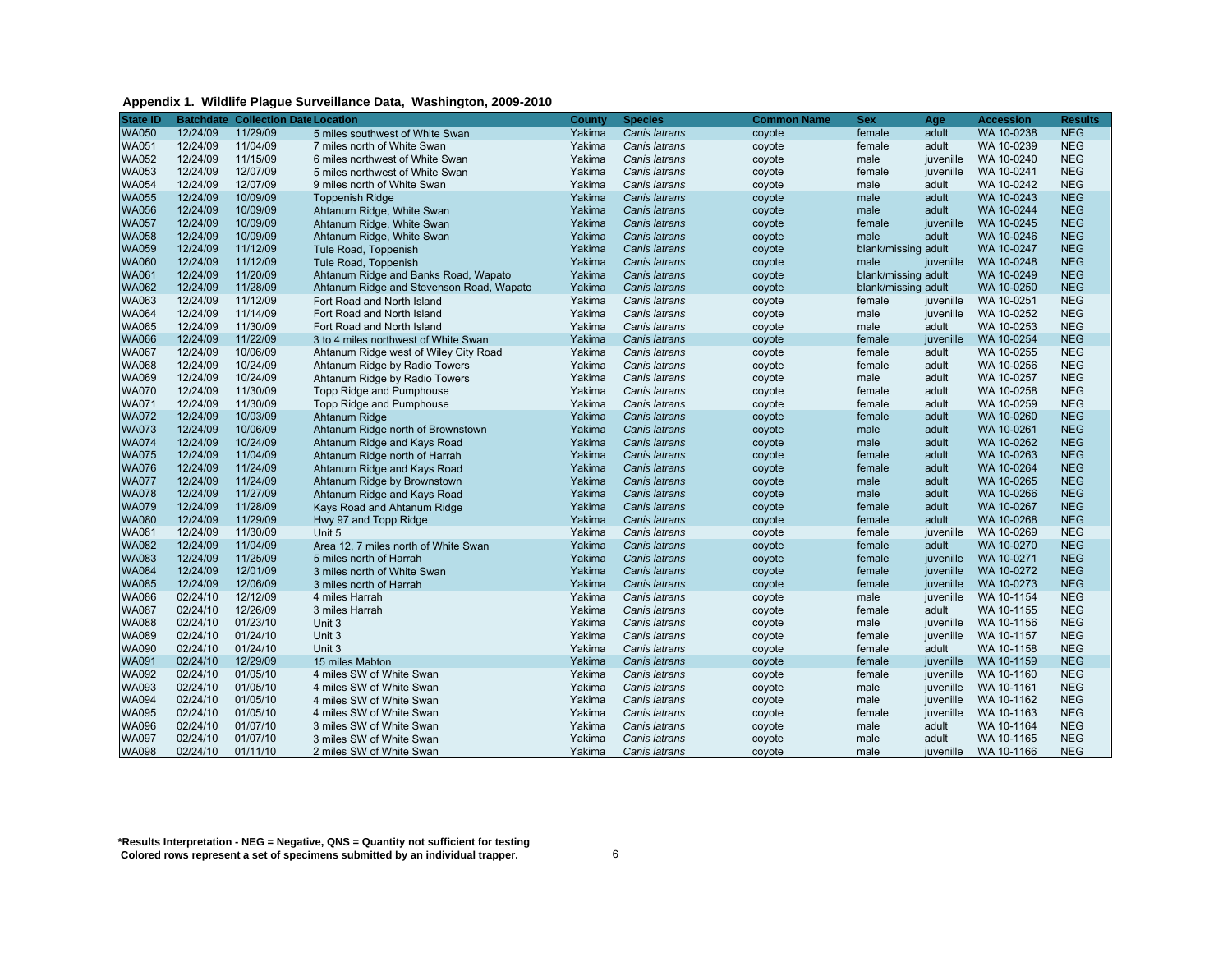**Appendix 1. Wildlife Plague Surveillance Data, Washington, 2009-2010**

| State ID | Batchdate | Collection Date | Location | County | Species | Common Name | Sex | Age | Accession | Results |
|---|---|---|---|---|---|---|---|---|---|---|
| WA050 | 12/24/09 | 11/29/09 | 5 miles southwest of White Swan | Yakima | *Canis latrans* | coyote | female | adult | WA 10-0238 | NEG |
| WA051 | 12/24/09 | 11/04/09 | 7 miles north of White Swan | Yakima | *Canis latrans* | coyote | female | adult | WA 10-0239 | NEG |
| WA052 | 12/24/09 | 11/15/09 | 6 miles northwest of White Swan | Yakima | *Canis latrans* | coyote | male | juvenille | WA 10-0240 | NEG |
| WA053 | 12/24/09 | 12/07/09 | 5 miles northwest of White Swan | Yakima | *Canis latrans* | coyote | female | juvenille | WA 10-0241 | NEG |
| WA054 | 12/24/09 | 12/07/09 | 9 miles north of White Swan | Yakima | *Canis latrans* | coyote | male | adult | WA 10-0242 | NEG |
| WA055 | 12/24/09 | 10/09/09 | Toppenish Ridge | Yakima | *Canis latrans* | coyote | male | adult | WA 10-0243 | NEG |
| WA056 | 12/24/09 | 10/09/09 | Ahtanum Ridge, White Swan | Yakima | *Canis latrans* | coyote | male | adult | WA 10-0244 | NEG |
| WA057 | 12/24/09 | 10/09/09 | Ahtanum Ridge, White Swan | Yakima | *Canis latrans* | coyote | female | juvenille | WA 10-0245 | NEG |
| WA058 | 12/24/09 | 10/09/09 | Ahtanum Ridge, White Swan | Yakima | *Canis latrans* | coyote | male | adult | WA 10-0246 | NEG |
| WA059 | 12/24/09 | 11/12/09 | Tule Road, Toppenish | Yakima | *Canis latrans* | coyote | blank/missing | adult | WA 10-0247 | NEG |
| WA060 | 12/24/09 | 11/12/09 | Tule Road, Toppenish | Yakima | *Canis latrans* | coyote | male | juvenille | WA 10-0248 | NEG |
| WA061 | 12/24/09 | 11/20/09 | Ahtanum Ridge and Banks Road, Wapato | Yakima | *Canis latrans* | coyote | blank/missing | adult | WA 10-0249 | NEG |
| WA062 | 12/24/09 | 11/28/09 | Ahtanum Ridge and Stevenson Road, Wapato | Yakima | *Canis latrans* | coyote | blank/missing | adult | WA 10-0250 | NEG |
| WA063 | 12/24/09 | 11/12/09 | Fort Road and North Island | Yakima | *Canis latrans* | coyote | female | juvenille | WA 10-0251 | NEG |
| WA064 | 12/24/09 | 11/14/09 | Fort Road and North Island | Yakima | *Canis latrans* | coyote | male | juvenille | WA 10-0252 | NEG |
| WA065 | 12/24/09 | 11/30/09 | Fort Road and North Island | Yakima | *Canis latrans* | coyote | male | adult | WA 10-0253 | NEG |
| WA066 | 12/24/09 | 11/22/09 | 3 to 4 miles northwest of White Swan | Yakima | *Canis latrans* | coyote | female | juvenille | WA 10-0254 | NEG |
| WA067 | 12/24/09 | 10/06/09 | Ahtanum Ridge west of Wiley City Road | Yakima | *Canis latrans* | coyote | female | adult | WA 10-0255 | NEG |
| WA068 | 12/24/09 | 10/24/09 | Ahtanum Ridge by Radio Towers | Yakima | *Canis latrans* | coyote | female | adult | WA 10-0256 | NEG |
| WA069 | 12/24/09 | 10/24/09 | Ahtanum Ridge by Radio Towers | Yakima | *Canis latrans* | coyote | male | adult | WA 10-0257 | NEG |
| WA070 | 12/24/09 | 11/30/09 | Topp Ridge and Pumphouse | Yakima | *Canis latrans* | coyote | female | adult | WA 10-0258 | NEG |
| WA071 | 12/24/09 | 11/30/09 | Topp Ridge and Pumphouse | Yakima | *Canis latrans* | coyote | female | adult | WA 10-0259 | NEG |
| WA072 | 12/24/09 | 10/03/09 | Ahtanum Ridge | Yakima | *Canis latrans* | coyote | female | adult | WA 10-0260 | NEG |
| WA073 | 12/24/09 | 10/06/09 | Ahtanum Ridge north of Brownstown | Yakima | *Canis latrans* | coyote | male | adult | WA 10-0261 | NEG |
| WA074 | 12/24/09 | 10/24/09 | Ahtanum Ridge and Kays Road | Yakima | *Canis latrans* | coyote | male | adult | WA 10-0262 | NEG |
| WA075 | 12/24/09 | 11/04/09 | Ahtanum Ridge north of Harrah | Yakima | *Canis latrans* | coyote | female | adult | WA 10-0263 | NEG |
| WA076 | 12/24/09 | 11/24/09 | Ahtanum Ridge and Kays Road | Yakima | *Canis latrans* | coyote | female | adult | WA 10-0264 | NEG |
| WA077 | 12/24/09 | 11/24/09 | Ahtanum Ridge by Brownstown | Yakima | *Canis latrans* | coyote | male | adult | WA 10-0265 | NEG |
| WA078 | 12/24/09 | 11/27/09 | Ahtanum Ridge and Kays Road | Yakima | *Canis latrans* | coyote | male | adult | WA 10-0266 | NEG |
| WA079 | 12/24/09 | 11/28/09 | Kays Road and Ahtanum Ridge | Yakima | *Canis latrans* | coyote | female | adult | WA 10-0267 | NEG |
| WA080 | 12/24/09 | 11/29/09 | Hwy 97 and Topp Ridge | Yakima | *Canis latrans* | coyote | female | adult | WA 10-0268 | NEG |
| WA081 | 12/24/09 | 11/30/09 | Unit 5 | Yakima | *Canis latrans* | coyote | female | juvenille | WA 10-0269 | NEG |
| WA082 | 12/24/09 | 11/04/09 | Area 12, 7 miles north of White Swan | Yakima | *Canis latrans* | coyote | female | adult | WA 10-0270 | NEG |
| WA083 | 12/24/09 | 11/25/09 | 5 miles north of Harrah | Yakima | *Canis latrans* | coyote | female | juvenille | WA 10-0271 | NEG |
| WA084 | 12/24/09 | 12/01/09 | 3 miles north of White Swan | Yakima | *Canis latrans* | coyote | female | juvenille | WA 10-0272 | NEG |
| WA085 | 12/24/09 | 12/06/09 | 3 miles north of Harrah | Yakima | *Canis latrans* | coyote | female | juvenille | WA 10-0273 | NEG |
| WA086 | 02/24/10 | 12/12/09 | 4 miles Harrah | Yakima | *Canis latrans* | coyote | male | juvenille | WA 10-1154 | NEG |
| WA087 | 02/24/10 | 12/26/09 | 3 miles Harrah | Yakima | *Canis latrans* | coyote | female | adult | WA 10-1155 | NEG |
| WA088 | 02/24/10 | 01/23/10 | Unit 3 | Yakima | *Canis latrans* | coyote | male | juvenille | WA 10-1156 | NEG |
| WA089 | 02/24/10 | 01/24/10 | Unit 3 | Yakima | *Canis latrans* | coyote | female | juvenille | WA 10-1157 | NEG |
| WA090 | 02/24/10 | 01/24/10 | Unit 3 | Yakima | *Canis latrans* | coyote | female | adult | WA 10-1158 | NEG |
| WA091 | 02/24/10 | 12/29/09 | 15 miles Mabton | Yakima | *Canis latrans* | coyote | female | juvenille | WA 10-1159 | NEG |
| WA092 | 02/24/10 | 01/05/10 | 4 miles SW of White Swan | Yakima | *Canis latrans* | coyote | female | juvenille | WA 10-1160 | NEG |
| WA093 | 02/24/10 | 01/05/10 | 4 miles SW of White Swan | Yakima | *Canis latrans* | coyote | male | juvenille | WA 10-1161 | NEG |
| WA094 | 02/24/10 | 01/05/10 | 4 miles SW of White Swan | Yakima | *Canis latrans* | coyote | male | juvenille | WA 10-1162 | NEG |
| WA095 | 02/24/10 | 01/05/10 | 4 miles SW of White Swan | Yakima | *Canis latrans* | coyote | female | juvenille | WA 10-1163 | NEG |
| WA096 | 02/24/10 | 01/07/10 | 3 miles SW of White Swan | Yakima | *Canis latrans* | coyote | male | adult | WA 10-1164 | NEG |
| WA097 | 02/24/10 | 01/07/10 | 3 miles SW of White Swan | Yakima | *Canis latrans* | coyote | male | adult | WA 10-1165 | NEG |
| WA098 | 02/24/10 | 01/11/10 | 2 miles SW of White Swan | Yakima | *Canis latrans* | coyote | male | juvenille | WA 10-1166 | NEG |

**\*Results Interpretation - NEG = Negative, QNS = Quantity not sufficient for testing**
**Colored rows represent a set of specimens submitted by an individual trapper.**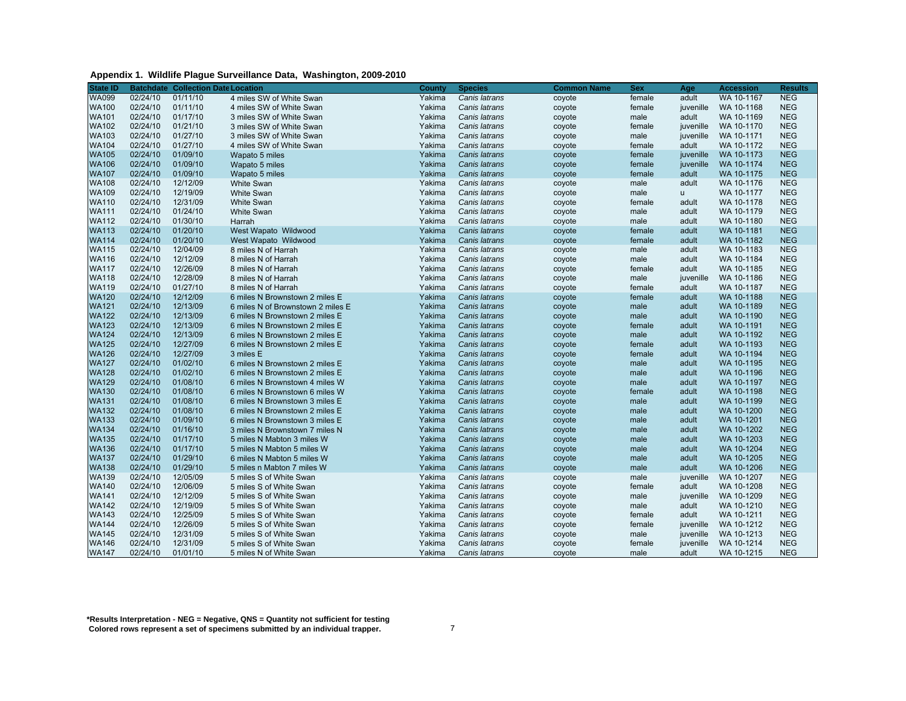**Appendix 1. Wildlife Plague Surveillance Data, Washington, 2009-2010**

| State ID | Batchdate | Collection Date | Location | County | Species | Common Name | Sex | Age | Accession | Results |
|---|---|---|---|---|---|---|---|---|---|---|
| WA099 | 02/24/10 | 01/11/10 | 4 miles SW of White Swan | Yakima | *Canis latrans* | coyote | female | adult | WA 10-1167 | NEG |
| WA100 | 02/24/10 | 01/11/10 | 4 miles SW of White Swan | Yakima | *Canis latrans* | coyote | female | juvenille | WA 10-1168 | NEG |
| WA101 | 02/24/10 | 01/17/10 | 3 miles SW of White Swan | Yakima | *Canis latrans* | coyote | male | adult | WA 10-1169 | NEG |
| WA102 | 02/24/10 | 01/21/10 | 3 miles SW of White Swan | Yakima | *Canis latrans* | coyote | female | juvenille | WA 10-1170 | NEG |
| WA103 | 02/24/10 | 01/27/10 | 3 miles SW of White Swan | Yakima | *Canis latrans* | coyote | male | juvenille | WA 10-1171 | NEG |
| WA104 | 02/24/10 | 01/27/10 | 4 miles SW of White Swan | Yakima | *Canis latrans* | coyote | female | adult | WA 10-1172 | NEG |
| WA105 | 02/24/10 | 01/09/10 | Wapato 5 miles | Yakima | *Canis latrans* | coyote | female | juvenille | WA 10-1173 | NEG |
| WA106 | 02/24/10 | 01/09/10 | Wapato 5 miles | Yakima | *Canis latrans* | coyote | female | juvenille | WA 10-1174 | NEG |
| WA107 | 02/24/10 | 01/09/10 | Wapato 5 miles | Yakima | *Canis latrans* | coyote | female | adult | WA 10-1175 | NEG |
| WA108 | 02/24/10 | 12/12/09 | White Swan | Yakima | *Canis latrans* | coyote | male | adult | WA 10-1176 | NEG |
| WA109 | 02/24/10 | 12/19/09 | White Swan | Yakima | *Canis latrans* | coyote | male | u | WA 10-1177 | NEG |
| WA110 | 02/24/10 | 12/31/09 | White Swan | Yakima | *Canis latrans* | coyote | female | adult | WA 10-1178 | NEG |
| WA111 | 02/24/10 | 01/24/10 | White Swan | Yakima | *Canis latrans* | coyote | male | adult | WA 10-1179 | NEG |
| WA112 | 02/24/10 | 01/30/10 | Harrah | Yakima | *Canis latrans* | coyote | male | adult | WA 10-1180 | NEG |
| WA113 | 02/24/10 | 01/20/10 | West Wapato Wildwood | Yakima | *Canis latrans* | coyote | female | adult | WA 10-1181 | NEG |
| WA114 | 02/24/10 | 01/20/10 | West Wapato Wildwood | Yakima | *Canis latrans* | coyote | female | adult | WA 10-1182 | NEG |
| WA115 | 02/24/10 | 12/04/09 | 8 miles N of Harrah | Yakima | *Canis latrans* | coyote | male | adult | WA 10-1183 | NEG |
| WA116 | 02/24/10 | 12/12/09 | 8 miles N of Harrah | Yakima | *Canis latrans* | coyote | male | adult | WA 10-1184 | NEG |
| WA117 | 02/24/10 | 12/26/09 | 8 miles N of Harrah | Yakima | *Canis latrans* | coyote | female | adult | WA 10-1185 | NEG |
| WA118 | 02/24/10 | 12/28/09 | 8 miles N of Harrah | Yakima | *Canis latrans* | coyote | male | juvenille | WA 10-1186 | NEG |
| WA119 | 02/24/10 | 01/27/10 | 8 miles N of Harrah | Yakima | *Canis latrans* | coyote | female | adult | WA 10-1187 | NEG |
| WA120 | 02/24/10 | 12/12/09 | 6 miles N Brownstown 2 miles E | Yakima | *Canis latrans* | coyote | female | adult | WA 10-1188 | NEG |
| WA121 | 02/24/10 | 12/13/09 | 6 miles N of Brownstown 2 miles E | Yakima | *Canis latrans* | coyote | male | adult | WA 10-1189 | NEG |
| WA122 | 02/24/10 | 12/13/09 | 6 miles N Brownstown 2 miles E | Yakima | *Canis latrans* | coyote | male | adult | WA 10-1190 | NEG |
| WA123 | 02/24/10 | 12/13/09 | 6 miles N Brownstown 2 miles E | Yakima | *Canis latrans* | coyote | female | adult | WA 10-1191 | NEG |
| WA124 | 02/24/10 | 12/13/09 | 6 miles N Brownstown 2 miles E | Yakima | *Canis latrans* | coyote | male | adult | WA 10-1192 | NEG |
| WA125 | 02/24/10 | 12/27/09 | 6 miles N Brownstown 2 miles E | Yakima | *Canis latrans* | coyote | female | adult | WA 10-1193 | NEG |
| WA126 | 02/24/10 | 12/27/09 | 3 miles E | Yakima | *Canis latrans* | coyote | female | adult | WA 10-1194 | NEG |
| WA127 | 02/24/10 | 01/02/10 | 6 miles N Brownstown 2 miles E | Yakima | *Canis latrans* | coyote | male | adult | WA 10-1195 | NEG |
| WA128 | 02/24/10 | 01/02/10 | 6 miles N Brownstown 2 miles E | Yakima | *Canis latrans* | coyote | male | adult | WA 10-1196 | NEG |
| WA129 | 02/24/10 | 01/08/10 | 6 miles N Brownstown 4 miles W | Yakima | *Canis latrans* | coyote | male | adult | WA 10-1197 | NEG |
| WA130 | 02/24/10 | 01/08/10 | 6 miles N Brownstown 6 miles W | Yakima | *Canis latrans* | coyote | female | adult | WA 10-1198 | NEG |
| WA131 | 02/24/10 | 01/08/10 | 6 miles N Brownstown 3 miles E | Yakima | *Canis latrans* | coyote | male | adult | WA 10-1199 | NEG |
| WA132 | 02/24/10 | 01/08/10 | 6 miles N Brownstown 2 miles E | Yakima | *Canis latrans* | coyote | male | adult | WA 10-1200 | NEG |
| WA133 | 02/24/10 | 01/09/10 | 6 miles N Brownstown 3 miles E | Yakima | *Canis latrans* | coyote | male | adult | WA 10-1201 | NEG |
| WA134 | 02/24/10 | 01/16/10 | 3 miles N Brownstown 7 miles N | Yakima | *Canis latrans* | coyote | male | adult | WA 10-1202 | NEG |
| WA135 | 02/24/10 | 01/17/10 | 5 miles N Mabton 3 miles W | Yakima | *Canis latrans* | coyote | male | adult | WA 10-1203 | NEG |
| WA136 | 02/24/10 | 01/17/10 | 5 miles N Mabton 5 miles W | Yakima | *Canis latrans* | coyote | male | adult | WA 10-1204 | NEG |
| WA137 | 02/24/10 | 01/29/10 | 6 miles N Mabton 5 miles W | Yakima | *Canis latrans* | coyote | male | adult | WA 10-1205 | NEG |
| WA138 | 02/24/10 | 01/29/10 | 5 miles n Mabton 7 miles W | Yakima | *Canis latrans* | coyote | male | adult | WA 10-1206 | NEG |
| WA139 | 02/24/10 | 12/05/09 | 5 miles S of White Swan | Yakima | *Canis latrans* | coyote | male | juvenille | WA 10-1207 | NEG |
| WA140 | 02/24/10 | 12/06/09 | 5 miles S of White Swan | Yakima | *Canis latrans* | coyote | female | adult | WA 10-1208 | NEG |
| WA141 | 02/24/10 | 12/12/09 | 5 miles S of White Swan | Yakima | *Canis latrans* | coyote | male | juvenille | WA 10-1209 | NEG |
| WA142 | 02/24/10 | 12/19/09 | 5 miles S of White Swan | Yakima | *Canis latrans* | coyote | male | adult | WA 10-1210 | NEG |
| WA143 | 02/24/10 | 12/25/09 | 5 miles S of White Swan | Yakima | *Canis latrans* | coyote | female | adult | WA 10-1211 | NEG |
| WA144 | 02/24/10 | 12/26/09 | 5 miles S of White Swan | Yakima | *Canis latrans* | coyote | female | juvenille | WA 10-1212 | NEG |
| WA145 | 02/24/10 | 12/31/09 | 5 miles S of White Swan | Yakima | *Canis latrans* | coyote | male | juvenille | WA 10-1213 | NEG |
| WA146 | 02/24/10 | 12/31/09 | 5 miles S of White Swan | Yakima | *Canis latrans* | coyote | female | juvenille | WA 10-1214 | NEG |
| WA147 | 02/24/10 | 01/01/10 | 5 miles N of White Swan | Yakima | *Canis latrans* | coyote | male | adult | WA 10-1215 | NEG |

**\*Results Interpretation - NEG = Negative, QNS = Quantity not sufficient for testing**
**Colored rows represent a set of specimens submitted by an individual trapper.**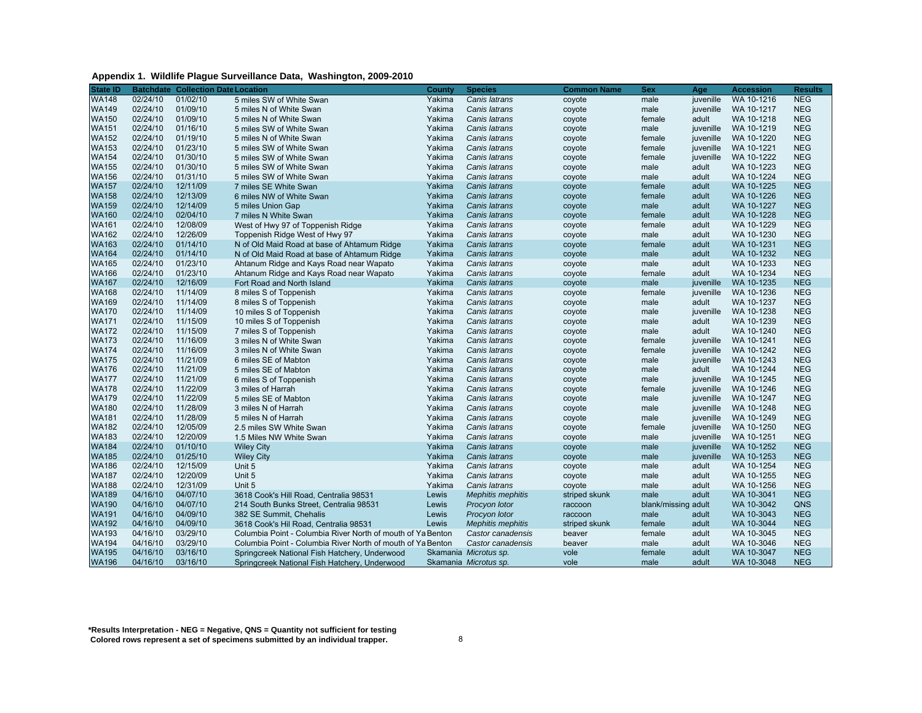**Appendix 1. Wildlife Plague Surveillance Data, Washington, 2009-2010**

| State ID | Batchdate | Collection Date | Location | County | Species | Common Name | Sex | Age | Accession | Results |
|---|---|---|---|---|---|---|---|---|---|---|
| WA148 | 02/24/10 | 01/02/10 | 5 miles SW of White Swan | Yakima | *Canis latrans* | coyote | male | juvenille | WA 10-1216 | NEG |
| WA149 | 02/24/10 | 01/09/10 | 5 miles N of White Swan | Yakima | *Canis latrans* | coyote | male | juvenille | WA 10-1217 | NEG |
| WA150 | 02/24/10 | 01/09/10 | 5 miles N of White Swan | Yakima | *Canis latrans* | coyote | female | adult | WA 10-1218 | NEG |
| WA151 | 02/24/10 | 01/16/10 | 5 miles SW of White Swan | Yakima | *Canis latrans* | coyote | male | juvenille | WA 10-1219 | NEG |
| WA152 | 02/24/10 | 01/19/10 | 5 miles N of White Swan | Yakima | *Canis latrans* | coyote | female | juvenille | WA 10-1220 | NEG |
| WA153 | 02/24/10 | 01/23/10 | 5 miles SW of White Swan | Yakima | *Canis latrans* | coyote | female | juvenille | WA 10-1221 | NEG |
| WA154 | 02/24/10 | 01/30/10 | 5 miles SW of White Swan | Yakima | *Canis latrans* | coyote | female | juvenille | WA 10-1222 | NEG |
| WA155 | 02/24/10 | 01/30/10 | 5 miles SW of White Swan | Yakima | *Canis latrans* | coyote | male | adult | WA 10-1223 | NEG |
| WA156 | 02/24/10 | 01/31/10 | 5 miles SW of White Swan | Yakima | *Canis latrans* | coyote | male | adult | WA 10-1224 | NEG |
| WA157 | 02/24/10 | 12/11/09 | 7 miles SE White Swan | Yakima | *Canis latrans* | coyote | female | adult | WA 10-1225 | NEG |
| WA158 | 02/24/10 | 12/13/09 | 6 miles NW of White Swan | Yakima | *Canis latrans* | coyote | female | adult | WA 10-1226 | NEG |
| WA159 | 02/24/10 | 12/14/09 | 5 miles Union Gap | Yakima | *Canis latrans* | coyote | male | adult | WA 10-1227 | NEG |
| WA160 | 02/24/10 | 02/04/10 | 7 miles N White Swan | Yakima | *Canis latrans* | coyote | female | adult | WA 10-1228 | NEG |
| WA161 | 02/24/10 | 12/08/09 | West of Hwy 97 of Toppenish Ridge | Yakima | *Canis latrans* | coyote | female | adult | WA 10-1229 | NEG |
| WA162 | 02/24/10 | 12/26/09 | Toppenish Ridge West of Hwy 97 | Yakima | *Canis latrans* | coyote | male | adult | WA 10-1230 | NEG |
| WA163 | 02/24/10 | 01/14/10 | N of Old Maid Road at base of Ahtamum Ridge | Yakima | *Canis latrans* | coyote | female | adult | WA 10-1231 | NEG |
| WA164 | 02/24/10 | 01/14/10 | N of Old Maid Road at base of Ahtamum Ridge | Yakima | *Canis latrans* | coyote | male | adult | WA 10-1232 | NEG |
| WA165 | 02/24/10 | 01/23/10 | Ahtanum Ridge and Kays Road near Wapato | Yakima | *Canis latrans* | coyote | male | adult | WA 10-1233 | NEG |
| WA166 | 02/24/10 | 01/23/10 | Ahtanum Ridge and Kays Road near Wapato | Yakima | *Canis latrans* | coyote | female | adult | WA 10-1234 | NEG |
| WA167 | 02/24/10 | 12/16/09 | Fort Road and North Island | Yakima | *Canis latrans* | coyote | male | juvenille | WA 10-1235 | NEG |
| WA168 | 02/24/10 | 11/14/09 | 8 miles S of Toppenish | Yakima | *Canis latrans* | coyote | female | juvenille | WA 10-1236 | NEG |
| WA169 | 02/24/10 | 11/14/09 | 8 miles S of Toppenish | Yakima | *Canis latrans* | coyote | male | adult | WA 10-1237 | NEG |
| WA170 | 02/24/10 | 11/14/09 | 10 miles S of Toppenish | Yakima | *Canis latrans* | coyote | male | juvenille | WA 10-1238 | NEG |
| WA171 | 02/24/10 | 11/15/09 | 10 miles S of Toppenish | Yakima | *Canis latrans* | coyote | male | adult | WA 10-1239 | NEG |
| WA172 | 02/24/10 | 11/15/09 | 7 miles S of Toppenish | Yakima | *Canis latrans* | coyote | male | adult | WA 10-1240 | NEG |
| WA173 | 02/24/10 | 11/16/09 | 3 miles N of White Swan | Yakima | *Canis latrans* | coyote | female | juvenille | WA 10-1241 | NEG |
| WA174 | 02/24/10 | 11/16/09 | 3 miles N of White Swan | Yakima | *Canis latrans* | coyote | female | juvenille | WA 10-1242 | NEG |
| WA175 | 02/24/10 | 11/21/09 | 6 miles SE of Mabton | Yakima | *Canis latrans* | coyote | male | juvenille | WA 10-1243 | NEG |
| WA176 | 02/24/10 | 11/21/09 | 5 miles SE of Mabton | Yakima | *Canis latrans* | coyote | male | adult | WA 10-1244 | NEG |
| WA177 | 02/24/10 | 11/21/09 | 6 miles S of Toppenish | Yakima | *Canis latrans* | coyote | male | juvenille | WA 10-1245 | NEG |
| WA178 | 02/24/10 | 11/22/09 | 3 miles of Harrah | Yakima | *Canis latrans* | coyote | female | juvenille | WA 10-1246 | NEG |
| WA179 | 02/24/10 | 11/22/09 | 5 miles SE of Mabton | Yakima | *Canis latrans* | coyote | male | juvenille | WA 10-1247 | NEG |
| WA180 | 02/24/10 | 11/28/09 | 3 miles N of Harrah | Yakima | *Canis latrans* | coyote | male | juvenille | WA 10-1248 | NEG |
| WA181 | 02/24/10 | 11/28/09 | 5 miles N of Harrah | Yakima | *Canis latrans* | coyote | male | juvenille | WA 10-1249 | NEG |
| WA182 | 02/24/10 | 12/05/09 | 2.5 miles SW White Swan | Yakima | *Canis latrans* | coyote | female | juvenille | WA 10-1250 | NEG |
| WA183 | 02/24/10 | 12/20/09 | 1.5 Miles NW White Swan | Yakima | *Canis latrans* | coyote | male | juvenille | WA 10-1251 | NEG |
| WA184 | 02/24/10 | 01/10/10 | Wiley City | Yakima | *Canis latrans* | coyote | male | juvenille | WA 10-1252 | NEG |
| WA185 | 02/24/10 | 01/25/10 | Wiley City | Yakima | *Canis latrans* | coyote | male | juvenille | WA 10-1253 | NEG |
| WA186 | 02/24/10 | 12/15/09 | Unit 5 | Yakima | *Canis latrans* | coyote | male | adult | WA 10-1254 | NEG |
| WA187 | 02/24/10 | 12/20/09 | Unit 5 | Yakima | *Canis latrans* | coyote | male | adult | WA 10-1255 | NEG |
| WA188 | 02/24/10 | 12/31/09 | Unit 5 | Yakima | *Canis latrans* | coyote | male | adult | WA 10-1256 | NEG |
| WA189 | 04/16/10 | 04/07/10 | 3618 Cook's Hill Road, Centralia 98531 | Lewis | *Mephitis mephitis* | striped skunk | male | adult | WA 10-3041 | NEG |
| WA190 | 04/16/10 | 04/07/10 | 214 South Bunks Street, Centralia 98531 | Lewis | *Procyon lotor* | raccoon | blank/missing | adult | WA 10-3042 | QNS |
| WA191 | 04/16/10 | 04/09/10 | 382 SE Summit, Chehalis | Lewis | *Procyon lotor* | raccoon | male | adult | WA 10-3043 | NEG |
| WA192 | 04/16/10 | 04/09/10 | 3618 Cook's Hil Road, Centralia 98531 | Lewis | *Mephitis mephitis* | striped skunk | female | adult | WA 10-3044 | NEG |
| WA193 | 04/16/10 | 03/29/10 | Columbia Point - Columbia River North of mouth of Ya | Benton | *Castor canadensis* | beaver | female | adult | WA 10-3045 | NEG |
| WA194 | 04/16/10 | 03/29/10 | Columbia Point - Columbia River North of mouth of Ya | Benton | *Castor canadensis* | beaver | male | adult | WA 10-3046 | NEG |
| WA195 | 04/16/10 | 03/16/10 | Springcreek National Fish Hatchery, Underwood | Skamania | *Microtus sp.* | vole | female | adult | WA 10-3047 | NEG |
| WA196 | 04/16/10 | 03/16/10 | Springcreek National Fish Hatchery, Underwood | Skamania | *Microtus sp.* | vole | male | adult | WA 10-3048 | NEG |

**\*Results Interpretation - NEG = Negative, QNS = Quantity not sufficient for testing**
**Colored rows represent a set of specimens submitted by an individual trapper.**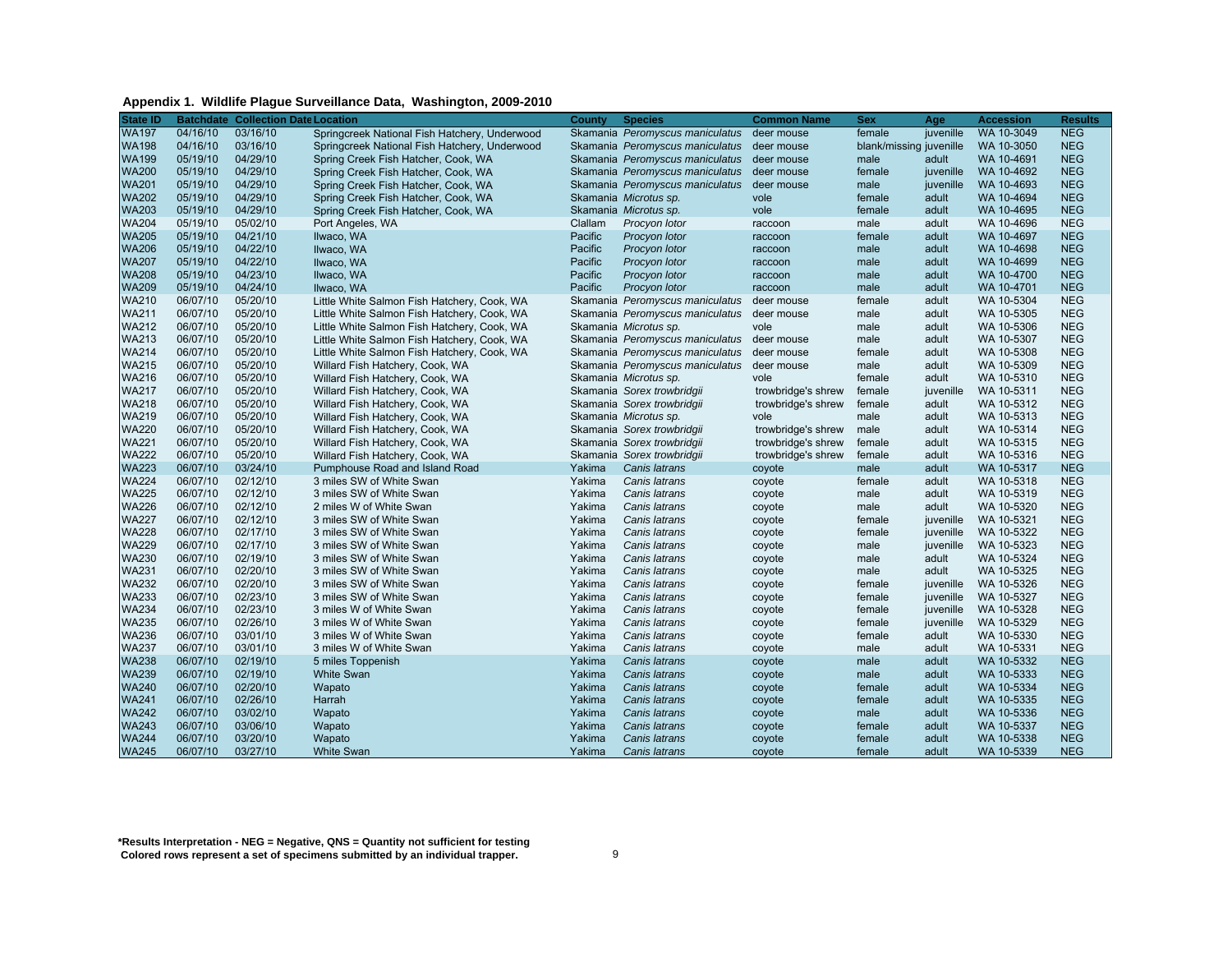**Appendix 1. Wildlife Plague Surveillance Data, Washington, 2009-2010**

| State ID | Batchdate | Collection Date | Location | County | Species | Common Name | Sex | Age | Accession | Results |
|---|---|---|---|---|---|---|---|---|---|---|
| WA197 | 04/16/10 | 03/16/10 | Springcreek National Fish Hatchery, Underwood | Skamania | *Peromyscus maniculatus* | deer mouse | female | juvenille | WA 10-3049 | NEG |
| WA198 | 04/16/10 | 03/16/10 | Springcreek National Fish Hatchery, Underwood | Skamania | *Peromyscus maniculatus* | deer mouse | blank/missing | juvenille | WA 10-3050 | NEG |
| WA199 | 05/19/10 | 04/29/10 | Spring Creek Fish Hatcher, Cook, WA | Skamania | *Peromyscus maniculatus* | deer mouse | male | adult | WA 10-4691 | NEG |
| WA200 | 05/19/10 | 04/29/10 | Spring Creek Fish Hatcher, Cook, WA | Skamania | *Peromyscus maniculatus* | deer mouse | female | juvenille | WA 10-4692 | NEG |
| WA201 | 05/19/10 | 04/29/10 | Spring Creek Fish Hatcher, Cook, WA | Skamania | *Peromyscus maniculatus* | deer mouse | male | juvenille | WA 10-4693 | NEG |
| WA202 | 05/19/10 | 04/29/10 | Spring Creek Fish Hatcher, Cook, WA | Skamania | *Microtus sp.* | vole | female | adult | WA 10-4694 | NEG |
| WA203 | 05/19/10 | 04/29/10 | Spring Creek Fish Hatcher, Cook, WA | Skamania | *Microtus sp.* | vole | female | adult | WA 10-4695 | NEG |
| WA204 | 05/19/10 | 05/02/10 | Port Angeles, WA | Clallam | *Procyon lotor* | raccoon | male | adult | WA 10-4696 | NEG |
| WA205 | 05/19/10 | 04/21/10 | Ilwaco, WA | Pacific | *Procyon lotor* | raccoon | female | adult | WA 10-4697 | NEG |
| WA206 | 05/19/10 | 04/22/10 | Ilwaco, WA | Pacific | *Procyon lotor* | raccoon | male | adult | WA 10-4698 | NEG |
| WA207 | 05/19/10 | 04/22/10 | Ilwaco, WA | Pacific | *Procyon lotor* | raccoon | male | adult | WA 10-4699 | NEG |
| WA208 | 05/19/10 | 04/23/10 | Ilwaco, WA | Pacific | *Procyon lotor* | raccoon | male | adult | WA 10-4700 | NEG |
| WA209 | 05/19/10 | 04/24/10 | Ilwaco, WA | Pacific | *Procyon lotor* | raccoon | male | adult | WA 10-4701 | NEG |
| WA210 | 06/07/10 | 05/20/10 | Little White Salmon Fish Hatchery, Cook, WA | Skamania | *Peromyscus maniculatus* | deer mouse | female | adult | WA 10-5304 | NEG |
| WA211 | 06/07/10 | 05/20/10 | Little White Salmon Fish Hatchery, Cook, WA | Skamania | *Peromyscus maniculatus* | deer mouse | male | adult | WA 10-5305 | NEG |
| WA212 | 06/07/10 | 05/20/10 | Little White Salmon Fish Hatchery, Cook, WA | Skamania | *Microtus sp.* | vole | male | adult | WA 10-5306 | NEG |
| WA213 | 06/07/10 | 05/20/10 | Little White Salmon Fish Hatchery, Cook, WA | Skamania | *Peromyscus maniculatus* | deer mouse | male | adult | WA 10-5307 | NEG |
| WA214 | 06/07/10 | 05/20/10 | Little White Salmon Fish Hatchery, Cook, WA | Skamania | *Peromyscus maniculatus* | deer mouse | female | adult | WA 10-5308 | NEG |
| WA215 | 06/07/10 | 05/20/10 | Willard Fish Hatchery, Cook, WA | Skamania | *Peromyscus maniculatus* | deer mouse | male | adult | WA 10-5309 | NEG |
| WA216 | 06/07/10 | 05/20/10 | Willard Fish Hatchery, Cook, WA | Skamania | *Microtus sp.* | vole | female | adult | WA 10-5310 | NEG |
| WA217 | 06/07/10 | 05/20/10 | Willard Fish Hatchery, Cook, WA | Skamania | *Sorex trowbridgii* | trowbridge's shrew | female | juvenille | WA 10-5311 | NEG |
| WA218 | 06/07/10 | 05/20/10 | Willard Fish Hatchery, Cook, WA | Skamania | *Sorex trowbridgii* | trowbridge's shrew | female | adult | WA 10-5312 | NEG |
| WA219 | 06/07/10 | 05/20/10 | Willard Fish Hatchery, Cook, WA | Skamania | *Microtus sp.* | vole | male | adult | WA 10-5313 | NEG |
| WA220 | 06/07/10 | 05/20/10 | Willard Fish Hatchery, Cook, WA | Skamania | *Sorex trowbridgii* | trowbridge's shrew | male | adult | WA 10-5314 | NEG |
| WA221 | 06/07/10 | 05/20/10 | Willard Fish Hatchery, Cook, WA | Skamania | *Sorex trowbridgii* | trowbridge's shrew | female | adult | WA 10-5315 | NEG |
| WA222 | 06/07/10 | 05/20/10 | Willard Fish Hatchery, Cook, WA | Skamania | *Sorex trowbridgii* | trowbridge's shrew | female | adult | WA 10-5316 | NEG |
| WA223 | 06/07/10 | 03/24/10 | Pumphouse Road and Island Road | Yakima | *Canis latrans* | coyote | male | adult | WA 10-5317 | NEG |
| WA224 | 06/07/10 | 02/12/10 | 3 miles SW of White Swan | Yakima | *Canis latrans* | coyote | female | adult | WA 10-5318 | NEG |
| WA225 | 06/07/10 | 02/12/10 | 3 miles SW of White Swan | Yakima | *Canis latrans* | coyote | male | adult | WA 10-5319 | NEG |
| WA226 | 06/07/10 | 02/12/10 | 2 miles W of White Swan | Yakima | *Canis latrans* | coyote | male | adult | WA 10-5320 | NEG |
| WA227 | 06/07/10 | 02/12/10 | 3 miles SW of White Swan | Yakima | *Canis latrans* | coyote | female | juvenille | WA 10-5321 | NEG |
| WA228 | 06/07/10 | 02/17/10 | 3 miles SW of White Swan | Yakima | *Canis latrans* | coyote | female | juvenille | WA 10-5322 | NEG |
| WA229 | 06/07/10 | 02/17/10 | 3 miles SW of White Swan | Yakima | *Canis latrans* | coyote | male | juvenille | WA 10-5323 | NEG |
| WA230 | 06/07/10 | 02/19/10 | 3 miles SW of White Swan | Yakima | *Canis latrans* | coyote | male | adult | WA 10-5324 | NEG |
| WA231 | 06/07/10 | 02/20/10 | 3 miles SW of White Swan | Yakima | *Canis latrans* | coyote | male | adult | WA 10-5325 | NEG |
| WA232 | 06/07/10 | 02/20/10 | 3 miles SW of White Swan | Yakima | *Canis latrans* | coyote | female | juvenille | WA 10-5326 | NEG |
| WA233 | 06/07/10 | 02/23/10 | 3 miles SW of White Swan | Yakima | *Canis latrans* | coyote | female | juvenille | WA 10-5327 | NEG |
| WA234 | 06/07/10 | 02/23/10 | 3 miles W of White Swan | Yakima | *Canis latrans* | coyote | female | juvenille | WA 10-5328 | NEG |
| WA235 | 06/07/10 | 02/26/10 | 3 miles W of White Swan | Yakima | *Canis latrans* | coyote | female | juvenille | WA 10-5329 | NEG |
| WA236 | 06/07/10 | 03/01/10 | 3 miles W of White Swan | Yakima | *Canis latrans* | coyote | female | adult | WA 10-5330 | NEG |
| WA237 | 06/07/10 | 03/01/10 | 3 miles W of White Swan | Yakima | *Canis latrans* | coyote | male | adult | WA 10-5331 | NEG |
| WA238 | 06/07/10 | 02/19/10 | 5 miles Toppenish | Yakima | *Canis latrans* | coyote | male | adult | WA 10-5332 | NEG |
| WA239 | 06/07/10 | 02/19/10 | White Swan | Yakima | *Canis latrans* | coyote | male | adult | WA 10-5333 | NEG |
| WA240 | 06/07/10 | 02/20/10 | Wapato | Yakima | *Canis latrans* | coyote | female | adult | WA 10-5334 | NEG |
| WA241 | 06/07/10 | 02/26/10 | Harrah | Yakima | *Canis latrans* | coyote | female | adult | WA 10-5335 | NEG |
| WA242 | 06/07/10 | 03/02/10 | Wapato | Yakima | *Canis latrans* | coyote | male | adult | WA 10-5336 | NEG |
| WA243 | 06/07/10 | 03/06/10 | Wapato | Yakima | *Canis latrans* | coyote | female | adult | WA 10-5337 | NEG |
| WA244 | 06/07/10 | 03/20/10 | Wapato | Yakima | *Canis latrans* | coyote | female | adult | WA 10-5338 | NEG |
| WA245 | 06/07/10 | 03/27/10 | White Swan | Yakima | *Canis latrans* | coyote | female | adult | WA 10-5339 | NEG |

**\*Results Interpretation - NEG = Negative, QNS = Quantity not sufficient for testing**
**Colored rows represent a set of specimens submitted by an individual trapper.**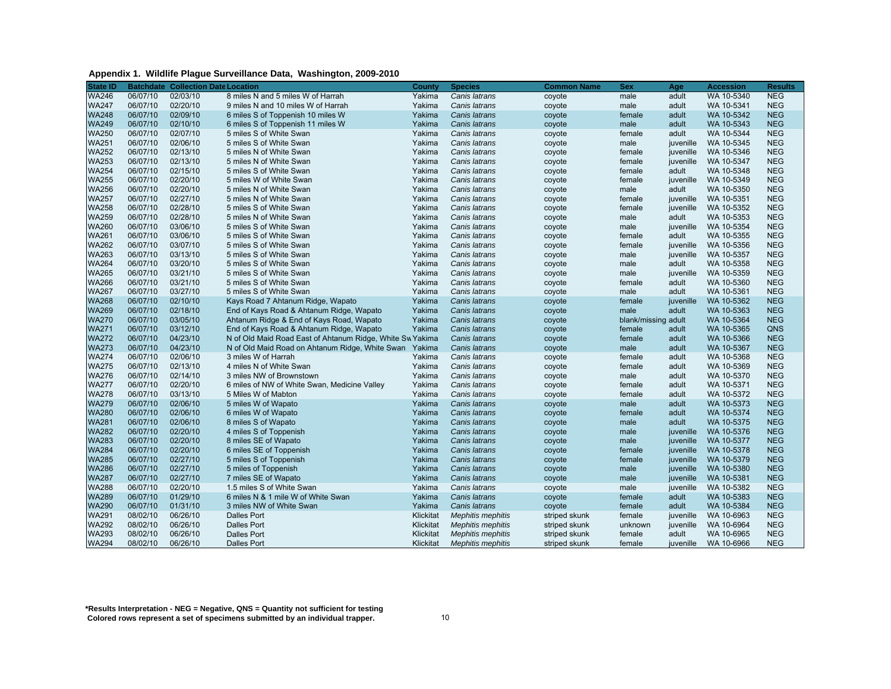**Appendix 1. Wildlife Plague Surveillance Data, Washington, 2009-2010**

| State ID | Batchdate | Collection Date | Location | County | Species | Common Name | Sex | Age | Accession | Results |
|---|---|---|---|---|---|---|---|---|---|---|
| WA246 | 06/07/10 | 02/03/10 | 8 miles N and 5 miles W of Harrah | Yakima | *Canis latrans* | coyote | male | adult | WA 10-5340 | NEG |
| WA247 | 06/07/10 | 02/20/10 | 9 miles N and 10 miles W of Harrah | Yakima | *Canis latrans* | coyote | male | adult | WA 10-5341 | NEG |
| WA248 | 06/07/10 | 02/09/10 | 6 miles S of Toppenish 10 miles W | Yakima | *Canis latrans* | coyote | female | adult | WA 10-5342 | NEG |
| WA249 | 06/07/10 | 02/10/10 | 6 miles S of Toppenish 11 miles W | Yakima | *Canis latrans* | coyote | male | adult | WA 10-5343 | NEG |
| WA250 | 06/07/10 | 02/07/10 | 5 miles S of White Swan | Yakima | *Canis latrans* | coyote | female | adult | WA 10-5344 | NEG |
| WA251 | 06/07/10 | 02/06/10 | 5 miles S of White Swan | Yakima | *Canis latrans* | coyote | male | juvenille | WA 10-5345 | NEG |
| WA252 | 06/07/10 | 02/13/10 | 5 miles N of White Swan | Yakima | *Canis latrans* | coyote | female | juvenille | WA 10-5346 | NEG |
| WA253 | 06/07/10 | 02/13/10 | 5 miles N of White Swan | Yakima | *Canis latrans* | coyote | female | juvenille | WA 10-5347 | NEG |
| WA254 | 06/07/10 | 02/15/10 | 5 miles S of White Swan | Yakima | *Canis latrans* | coyote | female | adult | WA 10-5348 | NEG |
| WA255 | 06/07/10 | 02/20/10 | 5 miles W of White Swan | Yakima | *Canis latrans* | coyote | female | juvenille | WA 10-5349 | NEG |
| WA256 | 06/07/10 | 02/20/10 | 5 miles N of White Swan | Yakima | *Canis latrans* | coyote | male | adult | WA 10-5350 | NEG |
| WA257 | 06/07/10 | 02/27/10 | 5 miles N of White Swan | Yakima | *Canis latrans* | coyote | female | juvenille | WA 10-5351 | NEG |
| WA258 | 06/07/10 | 02/28/10 | 5 miles S of White Swan | Yakima | *Canis latrans* | coyote | female | juvenille | WA 10-5352 | NEG |
| WA259 | 06/07/10 | 02/28/10 | 5 miles N of White Swan | Yakima | *Canis latrans* | coyote | male | adult | WA 10-5353 | NEG |
| WA260 | 06/07/10 | 03/06/10 | 5 miles S of White Swan | Yakima | *Canis latrans* | coyote | male | juvenille | WA 10-5354 | NEG |
| WA261 | 06/07/10 | 03/06/10 | 5 miles S of White Swan | Yakima | *Canis latrans* | coyote | female | adult | WA 10-5355 | NEG |
| WA262 | 06/07/10 | 03/07/10 | 5 miles S of White Swan | Yakima | *Canis latrans* | coyote | female | juvenille | WA 10-5356 | NEG |
| WA263 | 06/07/10 | 03/13/10 | 5 miles S of White Swan | Yakima | *Canis latrans* | coyote | male | juvenille | WA 10-5357 | NEG |
| WA264 | 06/07/10 | 03/20/10 | 5 miles S of White Swan | Yakima | *Canis latrans* | coyote | male | adult | WA 10-5358 | NEG |
| WA265 | 06/07/10 | 03/21/10 | 5 miles S of White Swan | Yakima | *Canis latrans* | coyote | male | juvenille | WA 10-5359 | NEG |
| WA266 | 06/07/10 | 03/21/10 | 5 miles S of White Swan | Yakima | *Canis latrans* | coyote | female | adult | WA 10-5360 | NEG |
| WA267 | 06/07/10 | 03/27/10 | 5 miles S of White Swan | Yakima | *Canis latrans* | coyote | male | adult | WA 10-5361 | NEG |
| WA268 | 06/07/10 | 02/10/10 | Kays Road 7 Ahtanum Ridge, Wapato | Yakima | *Canis latrans* | coyote | female | juvenille | WA 10-5362 | NEG |
| WA269 | 06/07/10 | 02/18/10 | End of Kays Road & Ahtanum Ridge, Wapato | Yakima | *Canis latrans* | coyote | male | adult | WA 10-5363 | NEG |
| WA270 | 06/07/10 | 03/05/10 | Ahtanum Ridge & End of Kays Road, Wapato | Yakima | *Canis latrans* | coyote | blank/missing | adult | WA 10-5364 | NEG |
| WA271 | 06/07/10 | 03/12/10 | End of Kays Road & Ahtanum Ridge, Wapato | Yakima | *Canis latrans* | coyote | female | adult | WA 10-5365 | QNS |
| WA272 | 06/07/10 | 04/23/10 | N of Old Maid Road East of Ahtanum Ridge, White Sw | Yakima | *Canis latrans* | coyote | female | adult | WA 10-5366 | NEG |
| WA273 | 06/07/10 | 04/23/10 | N of Old Maid Road on Ahtanum Ridge, White Swan | Yakima | *Canis latrans* | coyote | male | adult | WA 10-5367 | NEG |
| WA274 | 06/07/10 | 02/06/10 | 3 miles W of Harrah | Yakima | *Canis latrans* | coyote | female | adult | WA 10-5368 | NEG |
| WA275 | 06/07/10 | 02/13/10 | 4 miles N of White Swan | Yakima | *Canis latrans* | coyote | female | adult | WA 10-5369 | NEG |
| WA276 | 06/07/10 | 02/14/10 | 3 miles NW of Brownstown | Yakima | *Canis latrans* | coyote | male | adult | WA 10-5370 | NEG |
| WA277 | 06/07/10 | 02/20/10 | 6 miles of NW of White Swan, Medicine Valley | Yakima | *Canis latrans* | coyote | female | adult | WA 10-5371 | NEG |
| WA278 | 06/07/10 | 03/13/10 | 5 Miles W of Mabton | Yakima | *Canis latrans* | coyote | female | adult | WA 10-5372 | NEG |
| WA279 | 06/07/10 | 02/06/10 | 5 miles W of Wapato | Yakima | *Canis latrans* | coyote | male | adult | WA 10-5373 | NEG |
| WA280 | 06/07/10 | 02/06/10 | 6 miles W of Wapato | Yakima | *Canis latrans* | coyote | female | adult | WA 10-5374 | NEG |
| WA281 | 06/07/10 | 02/06/10 | 8 miles S of Wapato | Yakima | *Canis latrans* | coyote | male | adult | WA 10-5375 | NEG |
| WA282 | 06/07/10 | 02/20/10 | 4 miles S of Toppenish | Yakima | *Canis latrans* | coyote | male | juvenille | WA 10-5376 | NEG |
| WA283 | 06/07/10 | 02/20/10 | 8 miles SE of Wapato | Yakima | *Canis latrans* | coyote | male | juvenille | WA 10-5377 | NEG |
| WA284 | 06/07/10 | 02/20/10 | 6 miles SE of Toppenish | Yakima | *Canis latrans* | coyote | female | juvenille | WA 10-5378 | NEG |
| WA285 | 06/07/10 | 02/27/10 | 5 miles S of Toppenish | Yakima | *Canis latrans* | coyote | female | juvenille | WA 10-5379 | NEG |
| WA286 | 06/07/10 | 02/27/10 | 5 miles of Toppenish | Yakima | *Canis latrans* | coyote | male | juvenille | WA 10-5380 | NEG |
| WA287 | 06/07/10 | 02/27/10 | 7 miles SE of Wapato | Yakima | *Canis latrans* | coyote | male | juvenille | WA 10-5381 | NEG |
| WA288 | 06/07/10 | 02/20/10 | 1.5 miles S of White Swan | Yakima | *Canis latrans* | coyote | male | juvenille | WA 10-5382 | NEG |
| WA289 | 06/07/10 | 01/29/10 | 6 miles N & 1 mile W of White Swan | Yakima | *Canis latrans* | coyote | female | adult | WA 10-5383 | NEG |
| WA290 | 06/07/10 | 01/31/10 | 3 miles NW of White Swan | Yakima | *Canis latrans* | coyote | female | adult | WA 10-5384 | NEG |
| WA291 | 08/02/10 | 06/26/10 | Dalles Port | Klickitat | *Mephitis mephitis* | striped skunk | female | juvenille | WA 10-6963 | NEG |
| WA292 | 08/02/10 | 06/26/10 | Dalles Port | Klickitat | *Mephitis mephitis* | striped skunk | unknown | juvenille | WA 10-6964 | NEG |
| WA293 | 08/02/10 | 06/26/10 | Dalles Port | Klickitat | *Mephitis mephitis* | striped skunk | female | adult | WA 10-6965 | NEG |
| WA294 | 08/02/10 | 06/26/10 | Dalles Port | Klickitat | *Mephitis mephitis* | striped skunk | female | juvenille | WA 10-6966 | NEG |

**\*Results Interpretation - NEG = Negative, QNS = Quantity not sufficient for testing**
**Colored rows represent a set of specimens submitted by an individual trapper.**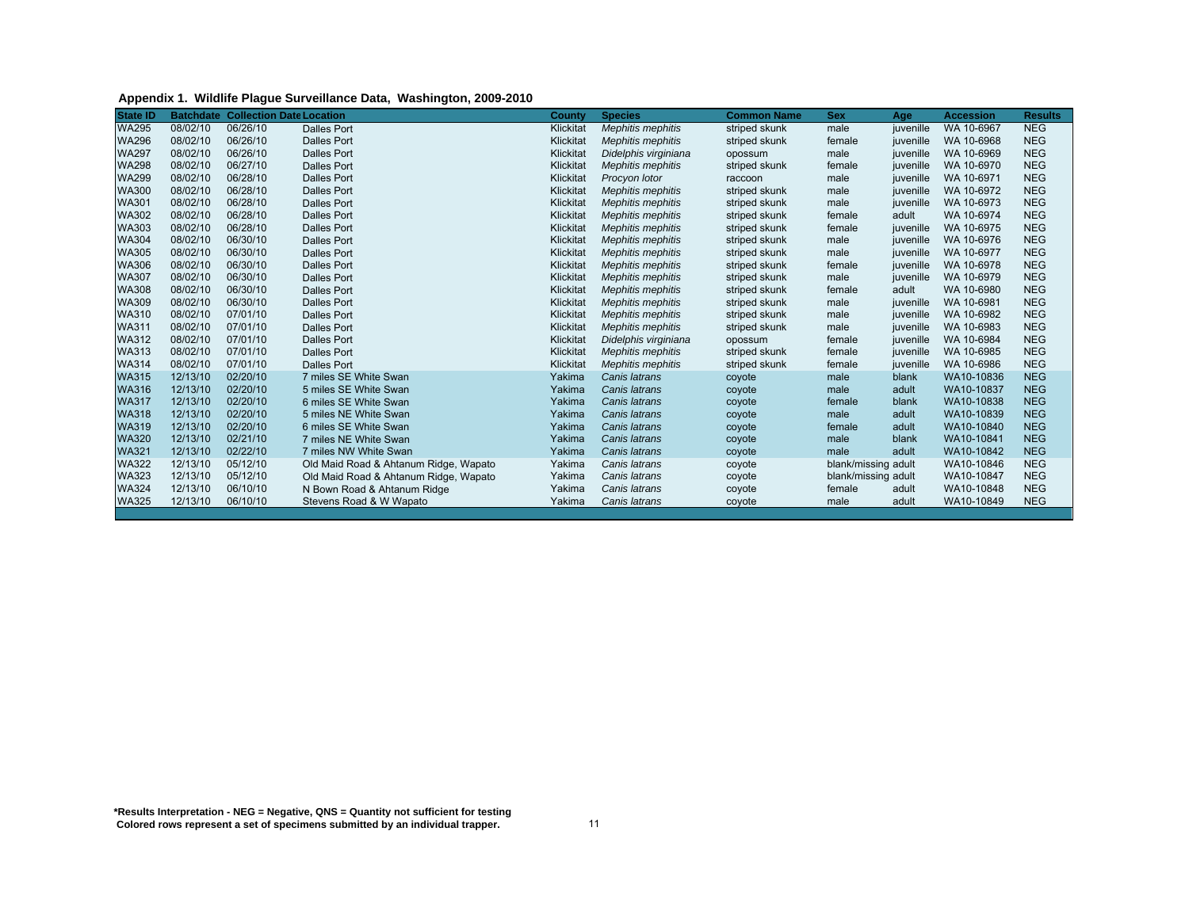**Appendix 1. Wildlife Plague Surveillance Data, Washington, 2009-2010**

| State ID | Batchdate | Collection Date | Location | County | Species | Common Name | Sex | Age | Accession | Results |
|---|---|---|---|---|---|---|---|---|---|---|
| WA295 | 08/02/10 | 06/26/10 | Dalles Port | Klickitat | *Mephitis mephitis* | striped skunk | male | juvenille | WA 10-6967 | NEG |
| WA296 | 08/02/10 | 06/26/10 | Dalles Port | Klickitat | *Mephitis mephitis* | striped skunk | female | juvenille | WA 10-6968 | NEG |
| WA297 | 08/02/10 | 06/26/10 | Dalles Port | Klickitat | *Didelphis virginiana* | opossum | male | juvenille | WA 10-6969 | NEG |
| WA298 | 08/02/10 | 06/27/10 | Dalles Port | Klickitat | *Mephitis mephitis* | striped skunk | female | juvenille | WA 10-6970 | NEG |
| WA299 | 08/02/10 | 06/28/10 | Dalles Port | Klickitat | *Procyon lotor* | raccoon | male | juvenille | WA 10-6971 | NEG |
| WA300 | 08/02/10 | 06/28/10 | Dalles Port | Klickitat | *Mephitis mephitis* | striped skunk | male | juvenille | WA 10-6972 | NEG |
| WA301 | 08/02/10 | 06/28/10 | Dalles Port | Klickitat | *Mephitis mephitis* | striped skunk | male | juvenille | WA 10-6973 | NEG |
| WA302 | 08/02/10 | 06/28/10 | Dalles Port | Klickitat | *Mephitis mephitis* | striped skunk | female | adult | WA 10-6974 | NEG |
| WA303 | 08/02/10 | 06/28/10 | Dalles Port | Klickitat | *Mephitis mephitis* | striped skunk | female | juvenille | WA 10-6975 | NEG |
| WA304 | 08/02/10 | 06/30/10 | Dalles Port | Klickitat | *Mephitis mephitis* | striped skunk | male | juvenille | WA 10-6976 | NEG |
| WA305 | 08/02/10 | 06/30/10 | Dalles Port | Klickitat | *Mephitis mephitis* | striped skunk | male | juvenille | WA 10-6977 | NEG |
| WA306 | 08/02/10 | 06/30/10 | Dalles Port | Klickitat | *Mephitis mephitis* | striped skunk | female | juvenille | WA 10-6978 | NEG |
| WA307 | 08/02/10 | 06/30/10 | Dalles Port | Klickitat | *Mephitis mephitis* | striped skunk | male | juvenille | WA 10-6979 | NEG |
| WA308 | 08/02/10 | 06/30/10 | Dalles Port | Klickitat | *Mephitis mephitis* | striped skunk | female | adult | WA 10-6980 | NEG |
| WA309 | 08/02/10 | 06/30/10 | Dalles Port | Klickitat | *Mephitis mephitis* | striped skunk | male | juvenille | WA 10-6981 | NEG |
| WA310 | 08/02/10 | 07/01/10 | Dalles Port | Klickitat | *Mephitis mephitis* | striped skunk | male | juvenille | WA 10-6982 | NEG |
| WA311 | 08/02/10 | 07/01/10 | Dalles Port | Klickitat | *Mephitis mephitis* | striped skunk | male | juvenille | WA 10-6983 | NEG |
| WA312 | 08/02/10 | 07/01/10 | Dalles Port | Klickitat | *Didelphis virginiana* | opossum | female | juvenille | WA 10-6984 | NEG |
| WA313 | 08/02/10 | 07/01/10 | Dalles Port | Klickitat | *Mephitis mephitis* | striped skunk | female | juvenille | WA 10-6985 | NEG |
| WA314 | 08/02/10 | 07/01/10 | Dalles Port | Klickitat | *Mephitis mephitis* | striped skunk | female | juvenille | WA 10-6986 | NEG |
| WA315 | 12/13/10 | 02/20/10 | 7 miles SE White Swan | Yakima | *Canis latrans* | coyote | male | blank | WA10-10836 | NEG |
| WA316 | 12/13/10 | 02/20/10 | 5 miles SE White Swan | Yakima | *Canis latrans* | coyote | male | adult | WA10-10837 | NEG |
| WA317 | 12/13/10 | 02/20/10 | 6 miles SE White Swan | Yakima | *Canis latrans* | coyote | female | blank | WA10-10838 | NEG |
| WA318 | 12/13/10 | 02/20/10 | 5 miles NE White Swan | Yakima | *Canis latrans* | coyote | male | adult | WA10-10839 | NEG |
| WA319 | 12/13/10 | 02/20/10 | 6 miles SE White Swan | Yakima | *Canis latrans* | coyote | female | adult | WA10-10840 | NEG |
| WA320 | 12/13/10 | 02/21/10 | 7 miles NE White Swan | Yakima | *Canis latrans* | coyote | male | blank | WA10-10841 | NEG |
| WA321 | 12/13/10 | 02/22/10 | 7 miles NW White Swan | Yakima | *Canis latrans* | coyote | male | adult | WA10-10842 | NEG |
| WA322 | 12/13/10 | 05/12/10 | Old Maid Road & Ahtanum Ridge, Wapato | Yakima | *Canis latrans* | coyote | blank/missing | adult | WA10-10846 | NEG |
| WA323 | 12/13/10 | 05/12/10 | Old Maid Road & Ahtanum Ridge, Wapato | Yakima | *Canis latrans* | coyote | blank/missing | adult | WA10-10847 | NEG |
| WA324 | 12/13/10 | 06/10/10 | N Bown Road & Ahtanum Ridge | Yakima | *Canis latrans* | coyote | female | adult | WA10-10848 | NEG |
| WA325 | 12/13/10 | 06/10/10 | Stevens Road & W Wapato | Yakima | *Canis latrans* | coyote | male | adult | WA10-10849 | NEG |

**\*Results Interpretation - NEG = Negative, QNS = Quantity not sufficient for testing**
**Colored rows represent a set of specimens submitted by an individual trapper.**